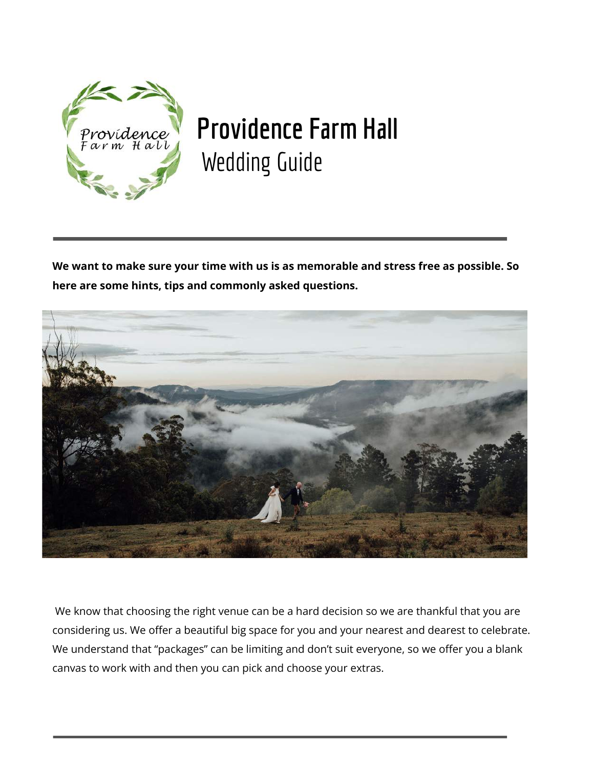# Providence Farm Hall

## Wedding Guide

**We want to make sure your time with us is as memorable and stress free as possible. So here are some hints, tips and commonly asked questions.**

We know that choosing the right venue can be a hard decision so we are thankful that you are considering us. We offer a beautiful big space for you and your nearest and dearest to celebrate. We understand that "packages" can be limiting and don't suit everyone, so we offer you a blank canvas to work with and then you can pick and choose your extras.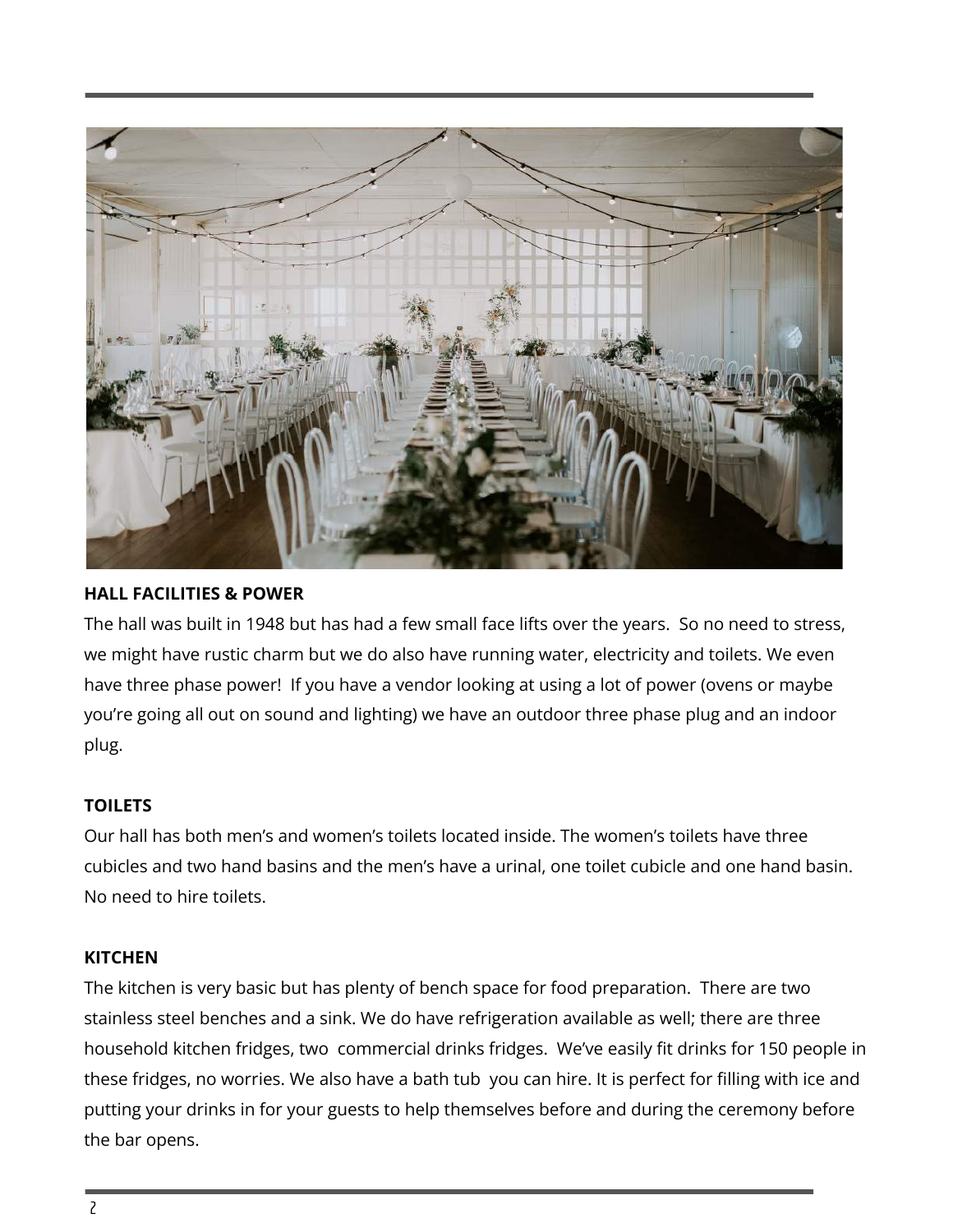**HALL FACILITIES & POWER**

The hall was built in 1948 but has had a few small face lifts over the years. So no need to stress, we might have rustic charm but we do also have running water, electricity and toilets. We even have three phase power! If you have a vendor looking at using a lot of power (ovens or maybe you're going all out on sound and lighting) we have an outdoor three phase plug and an indoor plug.

**TOILETS**

Our hall has both men's and women's toilets located inside. The women's toilets have three cubicles and two hand basins and the men's have a urinal, one toilet cubicle and one hand basin. No need to hire toilets.

**KITCHEN**

The kitchen is very basic but has plenty of bench space for food preparation. There are two stainless steel benches and a sink. We do have refrigeration available as well; there are three household kitchen fridges, two commercial drinks fridges. We've easily fit drinks for 150 people in these fridges, no worries. We also have a bath tub you can hire. It is perfect for filling with ice and putting your drinks in for your guests to help themselves before and during the ceremony before the bar opens.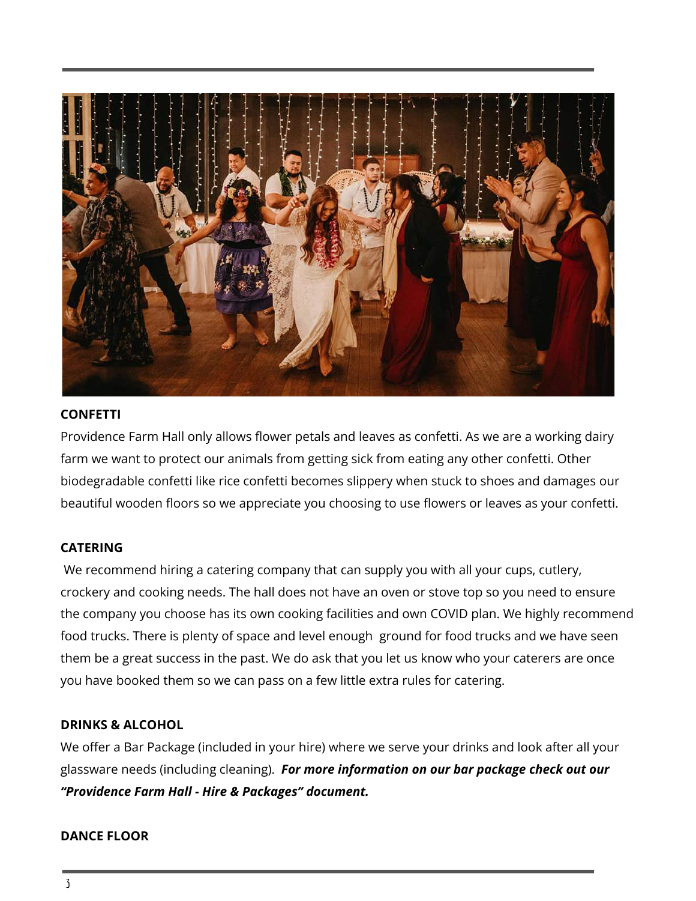**CONFETTI**

Providence Farm Hall only allows flower petals and leaves as confetti. As we are a working dairy farm we want to protect our animals from getting sick from eating any other confetti. Other biodegradable confetti like rice confetti becomes slippery when stuck to shoes and damages our beautiful wooden floors so we appreciate you choosing to use flowers or leaves as your confetti.

**CATERING**

We recommend hiring a catering company that can supply you with all your cups, cutlery, crockery and cooking needs. The hall does not have an oven or stove top so you need to ensure the company you choose has its own cooking facilities and own COVID plan. We highly recommend food trucks. There is plenty of space and level enough ground for food trucks and we have seen them be a great success in the past. We do ask that you let us know who your caterers are once you have booked them so we can pass on a few little extra rules for catering.

**DRINKS & ALCOHOL**

We offer a Bar Package (included in your hire) where we serve your drinks and look after all your glassware needs (including cleaning). ***For more information on our bar package check out our "Providence Farm Hall - Hire & Packages" document.***

**DANCE FLOOR**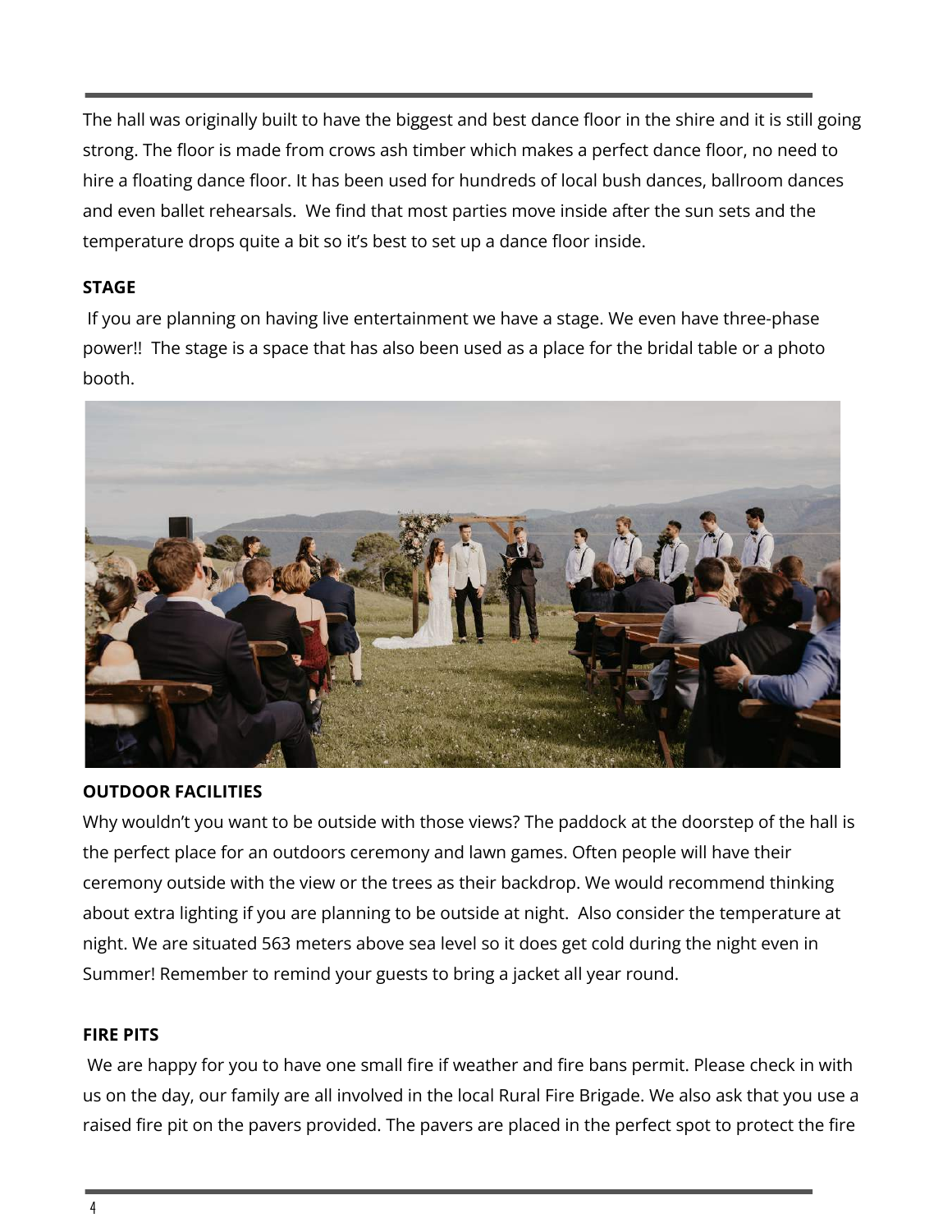The hall was originally built to have the biggest and best dance floor in the shire and it is still going strong. The floor is made from crows ash timber which makes a perfect dance floor, no need to hire a floating dance floor. It has been used for hundreds of local bush dances, ballroom dances and even ballet rehearsals. We find that most parties move inside after the sun sets and the temperature drops quite a bit so it's best to set up a dance floor inside.

**STAGE**

If you are planning on having live entertainment we have a stage. We even have three-phase power!! The stage is a space that has also been used as a place for the bridal table or a photo booth.

**OUTDOOR FACILITIES**

Why wouldn't you want to be outside with those views? The paddock at the doorstep of the hall is the perfect place for an outdoors ceremony and lawn games. Often people will have their ceremony outside with the view or the trees as their backdrop. We would recommend thinking about extra lighting if you are planning to be outside at night. Also consider the temperature at night. We are situated 563 meters above sea level so it does get cold during the night even in Summer! Remember to remind your guests to bring a jacket all year round.

**FIRE PITS**

We are happy for you to have one small fire if weather and fire bans permit. Please check in with us on the day, our family are all involved in the local Rural Fire Brigade. We also ask that you use a raised fire pit on the pavers provided. The pavers are placed in the perfect spot to protect the fire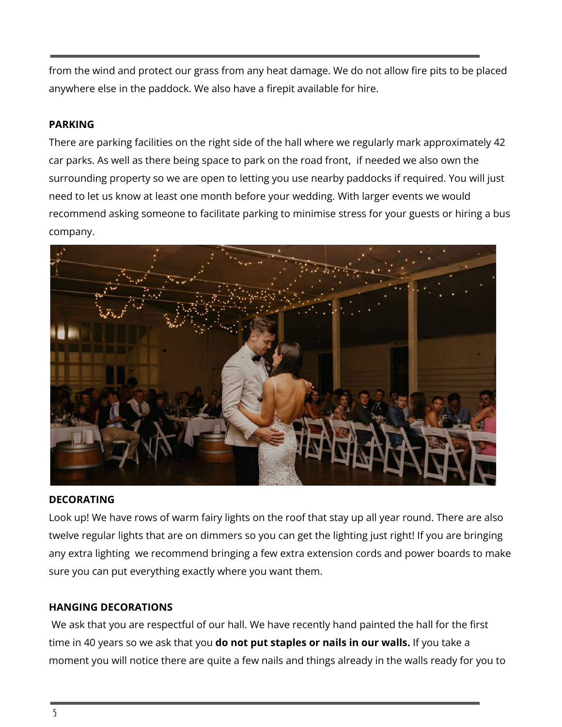from the wind and protect our grass from any heat damage. We do not allow fire pits to be placed anywhere else in the paddock. We also have a firepit available for hire.

**PARKING**

There are parking facilities on the right side of the hall where we regularly mark approximately 42 car parks. As well as there being space to park on the road front, if needed we also own the surrounding property so we are open to letting you use nearby paddocks if required. You will just need to let us know at least one month before your wedding. With larger events we would recommend asking someone to facilitate parking to minimise stress for your guests or hiring a bus company.

**DECORATING**

Look up! We have rows of warm fairy lights on the roof that stay up all year round. There are also twelve regular lights that are on dimmers so you can get the lighting just right! If you are bringing any extra lighting we recommend bringing a few extra extension cords and power boards to make sure you can put everything exactly where you want them.

**HANGING DECORATIONS**

We ask that you are respectful of our hall. We have recently hand painted the hall for the first time in 40 years so we ask that you **do not put staples or nails in our walls.** If you take a moment you will notice there are quite a few nails and things already in the walls ready for you to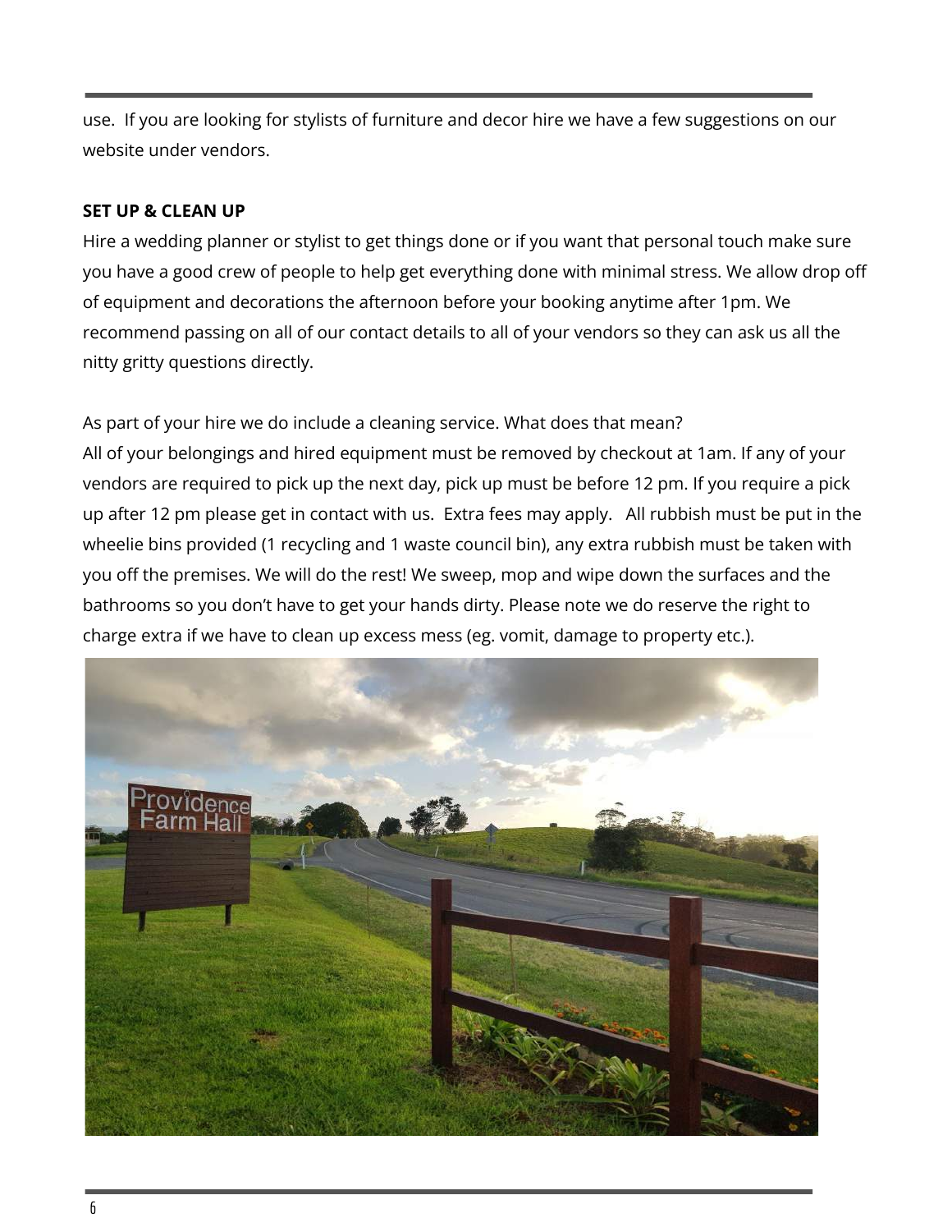use.  If you are looking for stylists of furniture and decor hire we have a few suggestions on our website under vendors.

**SET UP & CLEAN UP**

Hire a wedding planner or stylist to get things done or if you want that personal touch make sure you have a good crew of people to help get everything done with minimal stress. We allow drop off of equipment and decorations the afternoon before your booking anytime after 1pm. We recommend passing on all of our contact details to all of your vendors so they can ask us all the nitty gritty questions directly.

As part of your hire we do include a cleaning service. What does that mean?

All of your belongings and hired equipment must be removed by checkout at 1am. If any of your vendors are required to pick up the next day, pick up must be before 12 pm. If you require a pick up after 12 pm please get in contact with us.  Extra fees may apply.   All rubbish must be put in the wheelie bins provided (1 recycling and 1 waste council bin), any extra rubbish must be taken with you off the premises. We will do the rest! We sweep, mop and wipe down the surfaces and the bathrooms so you don't have to get your hands dirty. Please note we do reserve the right to charge extra if we have to clean up excess mess (eg. vomit, damage to property etc.).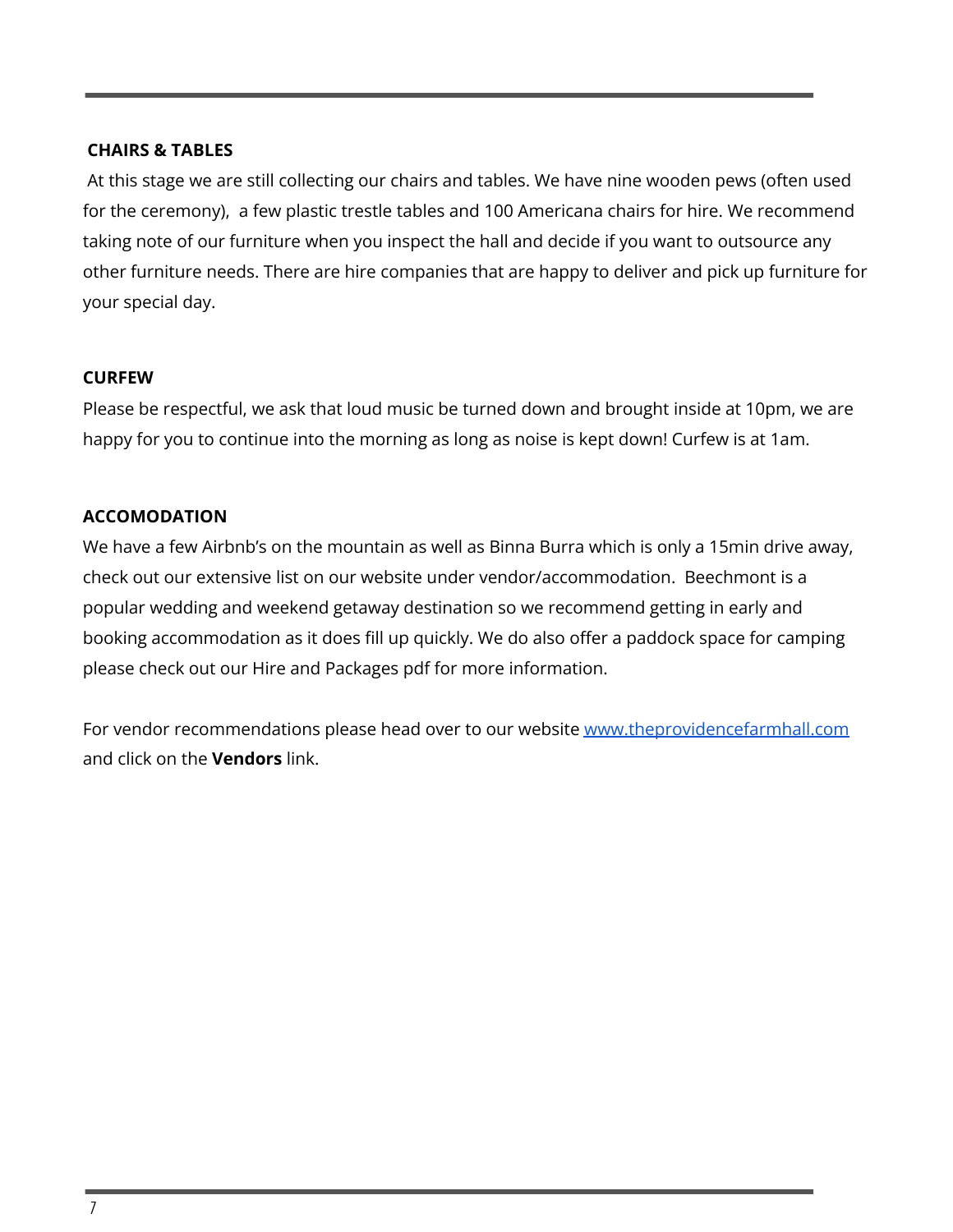**CHAIRS & TABLES**

At this stage we are still collecting our chairs and tables. We have nine wooden pews (often used for the ceremony), a few plastic trestle tables and 100 Americana chairs for hire. We recommend taking note of our furniture when you inspect the hall and decide if you want to outsource any other furniture needs. There are hire companies that are happy to deliver and pick up furniture for your special day.

**CURFEW**

Please be respectful, we ask that loud music be turned down and brought inside at 10pm, we are happy for you to continue into the morning as long as noise is kept down! Curfew is at 1am.

**ACCOMODATION**

We have a few Airbnb's on the mountain as well as Binna Burra which is only a 15min drive away, check out our extensive list on our website under vendor/accommodation. Beechmont is a popular wedding and weekend getaway destination so we recommend getting in early and booking accommodation as it does fill up quickly. We do also offer a paddock space for camping please check out our Hire and Packages pdf for more information.

For vendor recommendations please head over to our website [www.theprovidencefarmhall.com](http://www.theprovidencefarmhall.com) and click on the **Vendors** link.